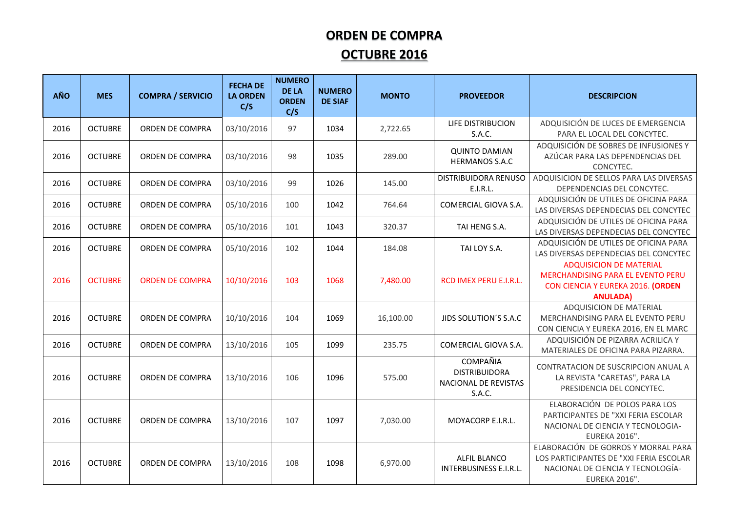# ORDEN DE COMPRA

## OCTUBRE 2016

| AÑO | MES | COMPRA / SERVICIO | FECHA DE LA ORDEN C/S | NUMERO DE LA ORDEN C/S | NUMERO DE SIAF | MONTO | PROVEEDOR | DESCRIPCION |
|---|---|---|---|---|---|---|---|---|
| 2016 | OCTUBRE | ORDEN DE COMPRA | 03/10/2016 | 97 | 1034 | 2,722.65 | LIFE DISTRIBUCION S.A.C. | ADQUISICIÓN DE LUCES DE EMERGENCIA PARA EL LOCAL DEL CONCYTEC. |
| 2016 | OCTUBRE | ORDEN DE COMPRA | 03/10/2016 | 98 | 1035 | 289.00 | QUINTO DAMIAN HERMANOS S.A.C | ADQUISICIÓN DE SOBRES DE INFUSIONES Y AZÚCAR PARA LAS DEPENDENCIAS DEL CONCYTEC. |
| 2016 | OCTUBRE | ORDEN DE COMPRA | 03/10/2016 | 99 | 1026 | 145.00 | DISTRIBUIDORA RENUSO E.I.R.L. | ADQUISICION DE SELLOS PARA LAS DIVERSAS DEPENDENCIAS DEL CONCYTEC. |
| 2016 | OCTUBRE | ORDEN DE COMPRA | 05/10/2016 | 100 | 1042 | 764.64 | COMERCIAL GIOVA S.A. | ADQUISICIÓN DE UTILES DE OFICINA PARA LAS DIVERSAS DEPENDECIAS DEL CONCYTEC |
| 2016 | OCTUBRE | ORDEN DE COMPRA | 05/10/2016 | 101 | 1043 | 320.37 | TAI HENG S.A. | ADQUISICIÓN DE UTILES DE OFICINA PARA LAS DIVERSAS DEPENDECIAS DEL CONCYTEC |
| 2016 | OCTUBRE | ORDEN DE COMPRA | 05/10/2016 | 102 | 1044 | 184.08 | TAI LOY S.A. | ADQUISICIÓN DE UTILES DE OFICINA PARA LAS DIVERSAS DEPENDECIAS DEL CONCYTEC |
| 2016 | OCTUBRE | ORDEN DE COMPRA | 10/10/2016 | 103 | 1068 | 7,480.00 | RCD IMEX PERU E.I.R.L. | ADQUISICION DE MATERIAL MERCHANDISING PARA EL EVENTO PERU CON CIENCIA Y EUREKA 2016. **(ORDEN ANULADA)** |
| 2016 | OCTUBRE | ORDEN DE COMPRA | 10/10/2016 | 104 | 1069 | 16,100.00 | JIDS SOLUTION´S S.A.C | ADQUISICION DE MATERIAL MERCHANDISING PARA EL EVENTO PERU CON CIENCIA Y EUREKA 2016, EN EL MARC |
| 2016 | OCTUBRE | ORDEN DE COMPRA | 13/10/2016 | 105 | 1099 | 235.75 | COMERCIAL GIOVA S.A. | ADQUISICIÓN DE PIZARRA ACRILICA Y MATERIALES DE OFICINA PARA PIZARRA. |
| 2016 | OCTUBRE | ORDEN DE COMPRA | 13/10/2016 | 106 | 1096 | 575.00 | COMPAÑIA DISTRIBUIDORA NACIONAL DE REVISTAS S.A.C. | CONTRATACION DE SUSCRIPCION ANUAL A LA REVISTA "CARETAS", PARA LA PRESIDENCIA DEL CONCYTEC. |
| 2016 | OCTUBRE | ORDEN DE COMPRA | 13/10/2016 | 107 | 1097 | 7,030.00 | MOYACORP E.I.R.L. | ELABORACIÓN DE POLOS PARA LOS PARTICIPANTES DE "XXI FERIA ESCOLAR NACIONAL DE CIENCIA Y TECNOLOGIA-EUREKA 2016". |
| 2016 | OCTUBRE | ORDEN DE COMPRA | 13/10/2016 | 108 | 1098 | 6,970.00 | ALFIL BLANCO INTERBUSINESS E.I.R.L. | ELABORACIÓN DE GORROS Y MORRAL PARA LOS PARTICIPANTES DE "XXI FERIA ESCOLAR NACIONAL DE CIENCIA Y TECNOLOGÍA-EUREKA 2016". |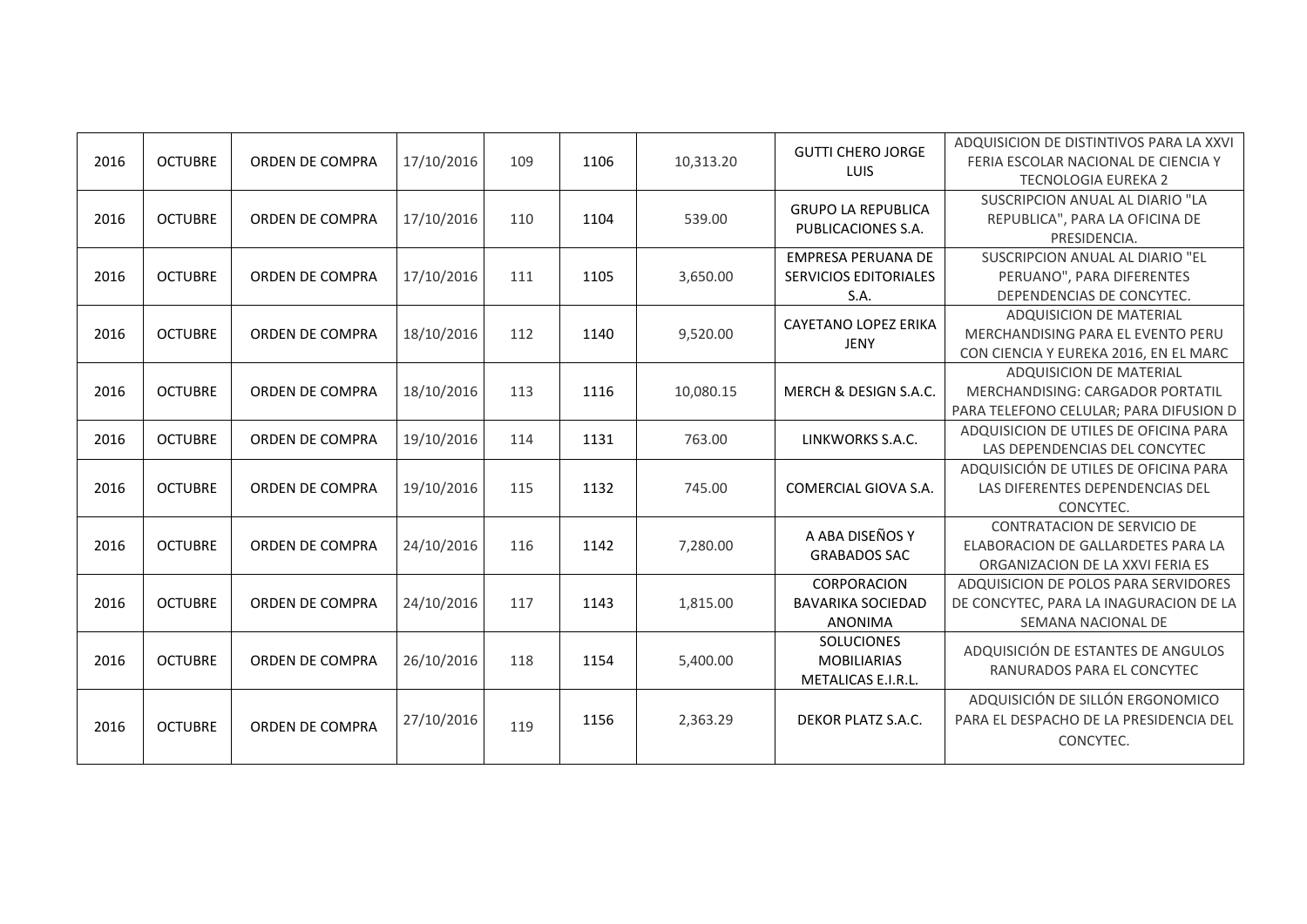| | | | | | | | | |
|---|---|---|---|---|---|---|---|---|
| 2016 | OCTUBRE | ORDEN DE COMPRA | 17/10/2016 | 109 | 1106 | 10,313.20 | GUTTI CHERO JORGE LUIS | ADQUISICION DE DISTINTIVOS PARA LA XXVI FERIA ESCOLAR NACIONAL DE CIENCIA Y TECNOLOGIA EUREKA 2 |
| 2016 | OCTUBRE | ORDEN DE COMPRA | 17/10/2016 | 110 | 1104 | 539.00 | GRUPO LA REPUBLICA PUBLICACIONES S.A. | SUSCRIPCION ANUAL AL DIARIO "LA REPUBLICA", PARA LA OFICINA DE PRESIDENCIA. |
| 2016 | OCTUBRE | ORDEN DE COMPRA | 17/10/2016 | 111 | 1105 | 3,650.00 | EMPRESA PERUANA DE SERVICIOS EDITORIALES S.A. | SUSCRIPCION ANUAL AL DIARIO "EL PERUANO", PARA DIFERENTES DEPENDENCIAS DE CONCYTEC. |
| 2016 | OCTUBRE | ORDEN DE COMPRA | 18/10/2016 | 112 | 1140 | 9,520.00 | CAYETANO LOPEZ ERIKA JENY | ADQUISICION DE MATERIAL MERCHANDISING PARA EL EVENTO PERU CON CIENCIA Y EUREKA 2016, EN EL MARC |
| 2016 | OCTUBRE | ORDEN DE COMPRA | 18/10/2016 | 113 | 1116 | 10,080.15 | MERCH & DESIGN S.A.C. | ADQUISICION DE MATERIAL MERCHANDISING: CARGADOR PORTATIL PARA TELEFONO CELULAR; PARA DIFUSION D |
| 2016 | OCTUBRE | ORDEN DE COMPRA | 19/10/2016 | 114 | 1131 | 763.00 | LINKWORKS S.A.C. | ADQUISICION DE UTILES DE OFICINA PARA LAS DEPENDENCIAS DEL CONCYTEC |
| 2016 | OCTUBRE | ORDEN DE COMPRA | 19/10/2016 | 115 | 1132 | 745.00 | COMERCIAL GIOVA S.A. | ADQUISICIÓN DE UTILES DE OFICINA PARA LAS DIFERENTES DEPENDENCIAS DEL CONCYTEC. |
| 2016 | OCTUBRE | ORDEN DE COMPRA | 24/10/2016 | 116 | 1142 | 7,280.00 | A ABA DISEÑOS Y GRABADOS SAC | CONTRATACION DE SERVICIO DE ELABORACION DE GALLARDETES PARA LA ORGANIZACION DE LA XXVI FERIA ES |
| 2016 | OCTUBRE | ORDEN DE COMPRA | 24/10/2016 | 117 | 1143 | 1,815.00 | CORPORACION BAVARIKA SOCIEDAD ANONIMA | ADQUISICION DE POLOS PARA SERVIDORES DE CONCYTEC, PARA LA INAGURACION DE LA SEMANA NACIONAL DE |
| 2016 | OCTUBRE | ORDEN DE COMPRA | 26/10/2016 | 118 | 1154 | 5,400.00 | SOLUCIONES MOBILIARIAS METALICAS E.I.R.L. | ADQUISICIÓN DE ESTANTES DE ANGULOS RANURADOS PARA EL CONCYTEC |
| 2016 | OCTUBRE | ORDEN DE COMPRA | 27/10/2016 | 119 | 1156 | 2,363.29 | DEKOR PLATZ S.A.C. | ADQUISICIÓN DE SILLÓN ERGONOMICO PARA EL DESPACHO DE LA PRESIDENCIA DEL CONCYTEC. |